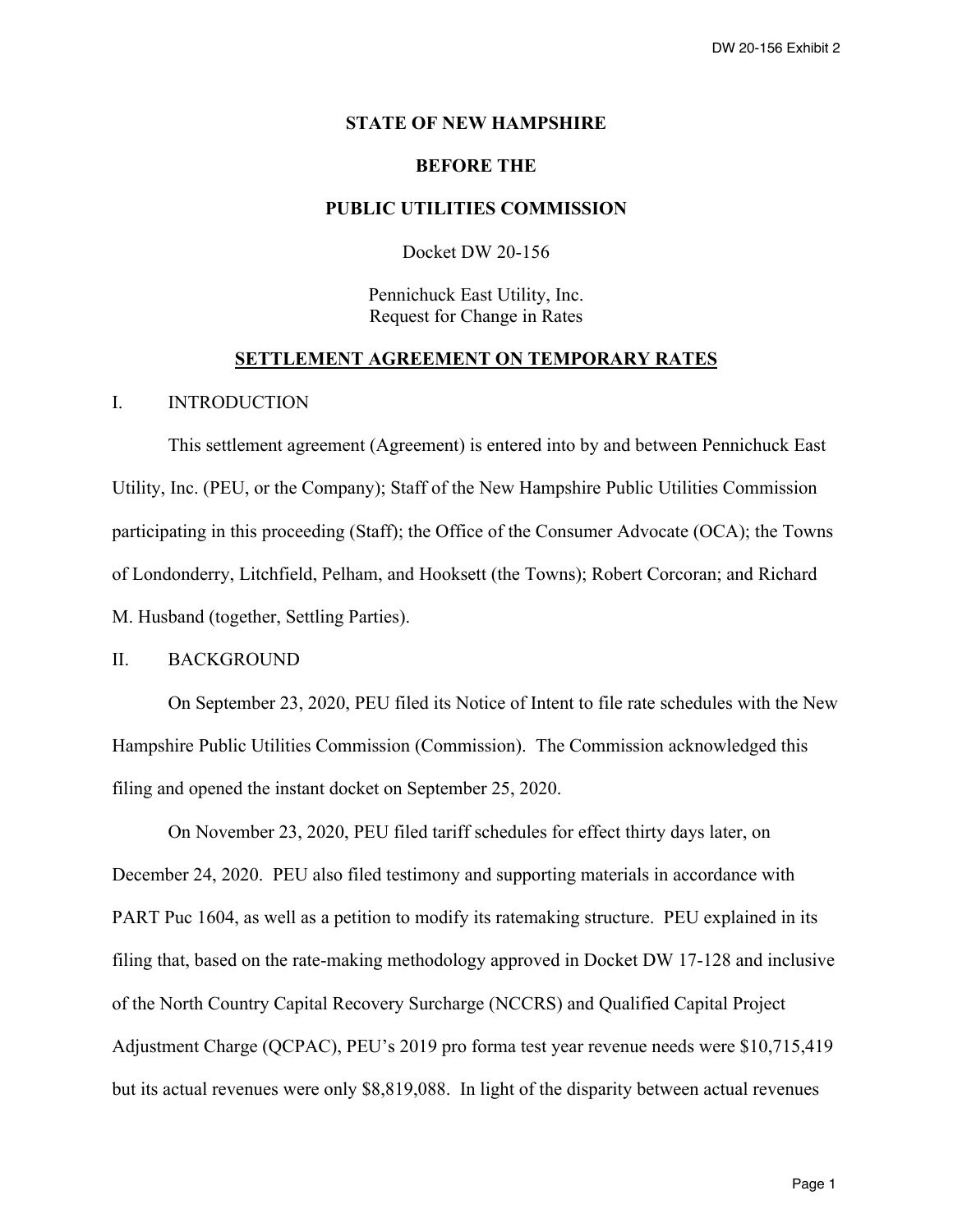**STATE OF NEW HAMPSHIRE**

**BEFORE THE**

**PUBLIC UTILITIES COMMISSION**

Docket DW 20-156

Pennichuck East Utility, Inc.
Request for Change in Rates

**SETTLEMENT AGREEMENT ON TEMPORARY RATES**

## I. INTRODUCTION

This settlement agreement (Agreement) is entered into by and between Pennichuck East Utility, Inc. (PEU, or the Company); Staff of the New Hampshire Public Utilities Commission participating in this proceeding (Staff); the Office of the Consumer Advocate (OCA); the Towns of Londonderry, Litchfield, Pelham, and Hooksett (the Towns); Robert Corcoran; and Richard M. Husband (together, Settling Parties).

## II. BACKGROUND

On September 23, 2020, PEU filed its Notice of Intent to file rate schedules with the New Hampshire Public Utilities Commission (Commission). The Commission acknowledged this filing and opened the instant docket on September 25, 2020.

On November 23, 2020, PEU filed tariff schedules for effect thirty days later, on December 24, 2020. PEU also filed testimony and supporting materials in accordance with PART Puc 1604, as well as a petition to modify its ratemaking structure. PEU explained in its filing that, based on the rate-making methodology approved in Docket DW 17-128 and inclusive of the North Country Capital Recovery Surcharge (NCCRS) and Qualified Capital Project Adjustment Charge (QCPAC), PEU's 2019 pro forma test year revenue needs were $10,715,419 but its actual revenues were only $8,819,088. In light of the disparity between actual revenues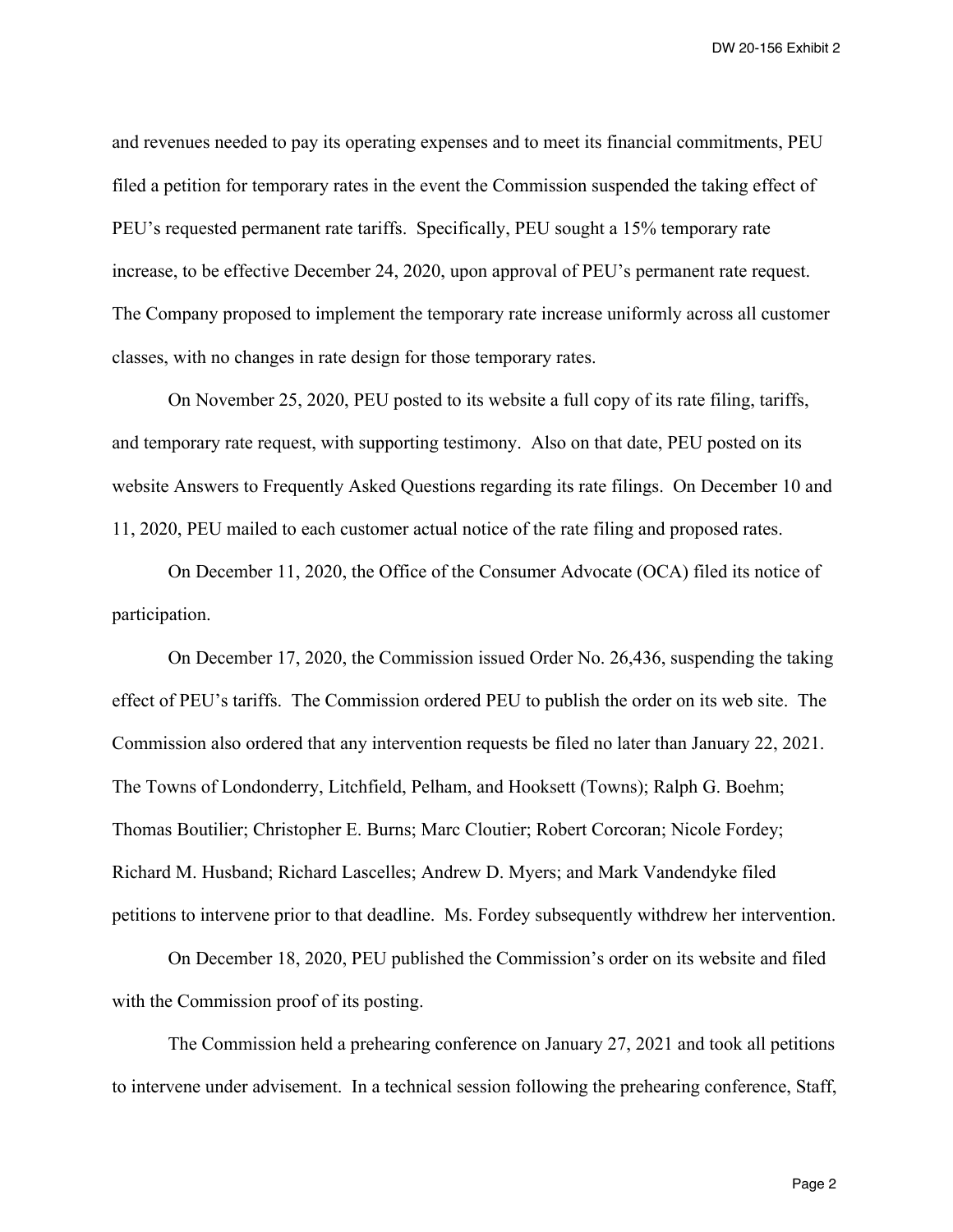and revenues needed to pay its operating expenses and to meet its financial commitments, PEU filed a petition for temporary rates in the event the Commission suspended the taking effect of PEU's requested permanent rate tariffs. Specifically, PEU sought a 15% temporary rate increase, to be effective December 24, 2020, upon approval of PEU's permanent rate request. The Company proposed to implement the temporary rate increase uniformly across all customer classes, with no changes in rate design for those temporary rates.

On November 25, 2020, PEU posted to its website a full copy of its rate filing, tariffs, and temporary rate request, with supporting testimony. Also on that date, PEU posted on its website Answers to Frequently Asked Questions regarding its rate filings. On December 10 and 11, 2020, PEU mailed to each customer actual notice of the rate filing and proposed rates.

On December 11, 2020, the Office of the Consumer Advocate (OCA) filed its notice of participation.

On December 17, 2020, the Commission issued Order No. 26,436, suspending the taking effect of PEU's tariffs. The Commission ordered PEU to publish the order on its web site. The Commission also ordered that any intervention requests be filed no later than January 22, 2021. The Towns of Londonderry, Litchfield, Pelham, and Hooksett (Towns); Ralph G. Boehm; Thomas Boutilier; Christopher E. Burns; Marc Cloutier; Robert Corcoran; Nicole Fordey; Richard M. Husband; Richard Lascelles; Andrew D. Myers; and Mark Vandendyke filed petitions to intervene prior to that deadline. Ms. Fordey subsequently withdrew her intervention.

On December 18, 2020, PEU published the Commission's order on its website and filed with the Commission proof of its posting.

The Commission held a prehearing conference on January 27, 2021 and took all petitions to intervene under advisement. In a technical session following the prehearing conference, Staff,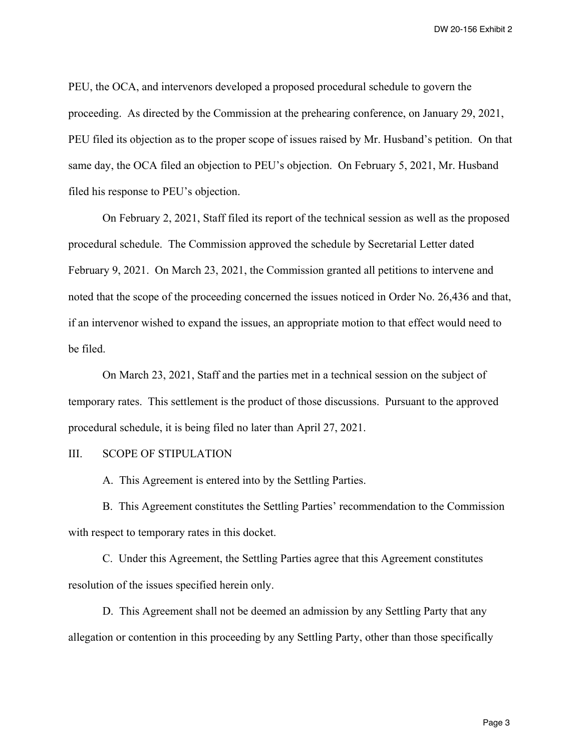PEU, the OCA, and intervenors developed a proposed procedural schedule to govern the proceeding. As directed by the Commission at the prehearing conference, on January 29, 2021, PEU filed its objection as to the proper scope of issues raised by Mr. Husband's petition. On that same day, the OCA filed an objection to PEU's objection. On February 5, 2021, Mr. Husband filed his response to PEU's objection.

On February 2, 2021, Staff filed its report of the technical session as well as the proposed procedural schedule. The Commission approved the schedule by Secretarial Letter dated February 9, 2021. On March 23, 2021, the Commission granted all petitions to intervene and noted that the scope of the proceeding concerned the issues noticed in Order No. 26,436 and that, if an intervenor wished to expand the issues, an appropriate motion to that effect would need to be filed.

On March 23, 2021, Staff and the parties met in a technical session on the subject of temporary rates. This settlement is the product of those discussions. Pursuant to the approved procedural schedule, it is being filed no later than April 27, 2021.

## III. SCOPE OF STIPULATION

A. This Agreement is entered into by the Settling Parties.

B. This Agreement constitutes the Settling Parties' recommendation to the Commission with respect to temporary rates in this docket.

C. Under this Agreement, the Settling Parties agree that this Agreement constitutes resolution of the issues specified herein only.

D. This Agreement shall not be deemed an admission by any Settling Party that any allegation or contention in this proceeding by any Settling Party, other than those specifically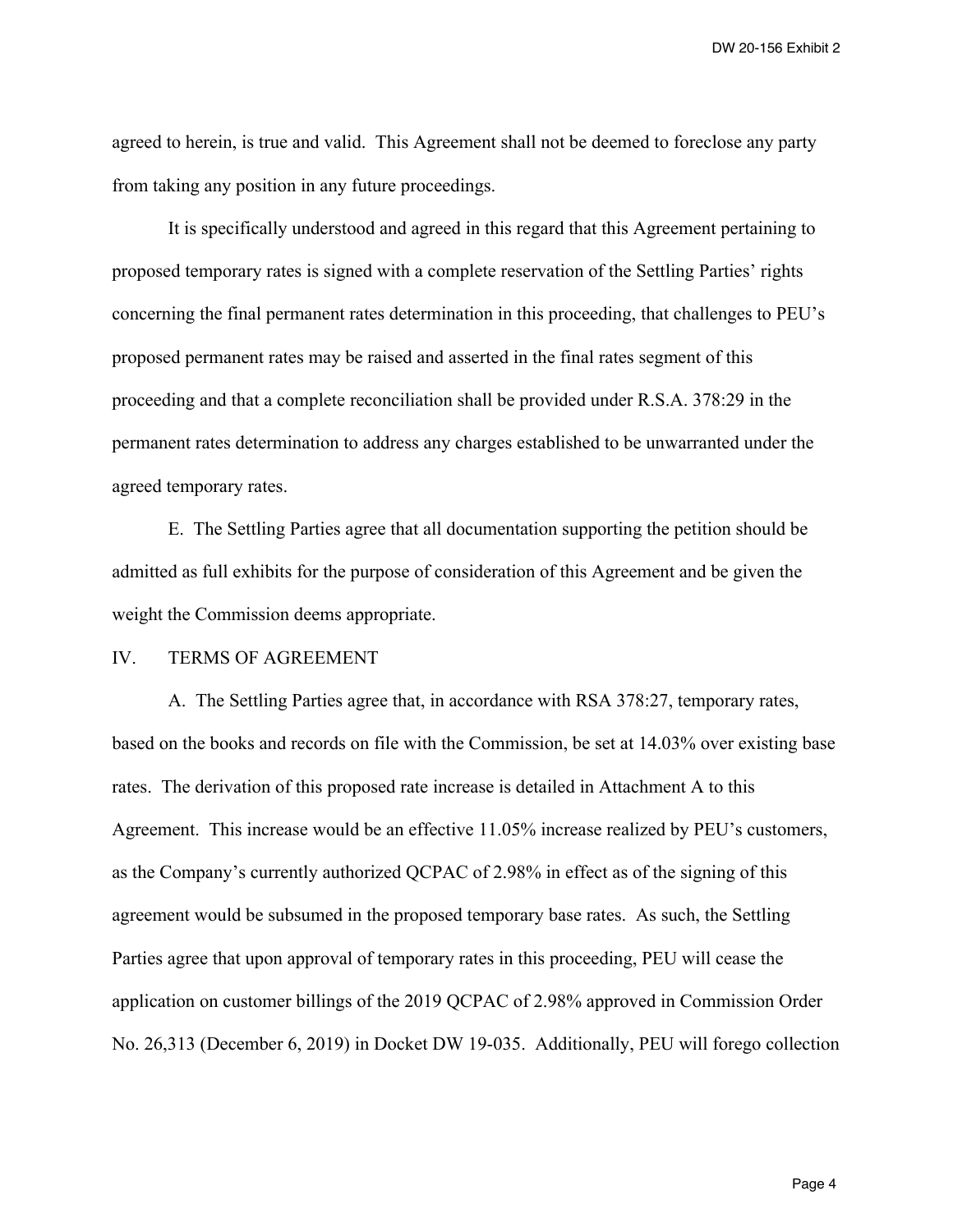agreed to herein, is true and valid. This Agreement shall not be deemed to foreclose any party from taking any position in any future proceedings.

It is specifically understood and agreed in this regard that this Agreement pertaining to proposed temporary rates is signed with a complete reservation of the Settling Parties' rights concerning the final permanent rates determination in this proceeding, that challenges to PEU's proposed permanent rates may be raised and asserted in the final rates segment of this proceeding and that a complete reconciliation shall be provided under R.S.A. 378:29 in the permanent rates determination to address any charges established to be unwarranted under the agreed temporary rates.

E. The Settling Parties agree that all documentation supporting the petition should be admitted as full exhibits for the purpose of consideration of this Agreement and be given the weight the Commission deems appropriate.

## IV. TERMS OF AGREEMENT

A. The Settling Parties agree that, in accordance with RSA 378:27, temporary rates, based on the books and records on file with the Commission, be set at 14.03% over existing base rates. The derivation of this proposed rate increase is detailed in Attachment A to this Agreement. This increase would be an effective 11.05% increase realized by PEU's customers, as the Company's currently authorized QCPAC of 2.98% in effect as of the signing of this agreement would be subsumed in the proposed temporary base rates. As such, the Settling Parties agree that upon approval of temporary rates in this proceeding, PEU will cease the application on customer billings of the 2019 QCPAC of 2.98% approved in Commission Order No. 26,313 (December 6, 2019) in Docket DW 19-035. Additionally, PEU will forego collection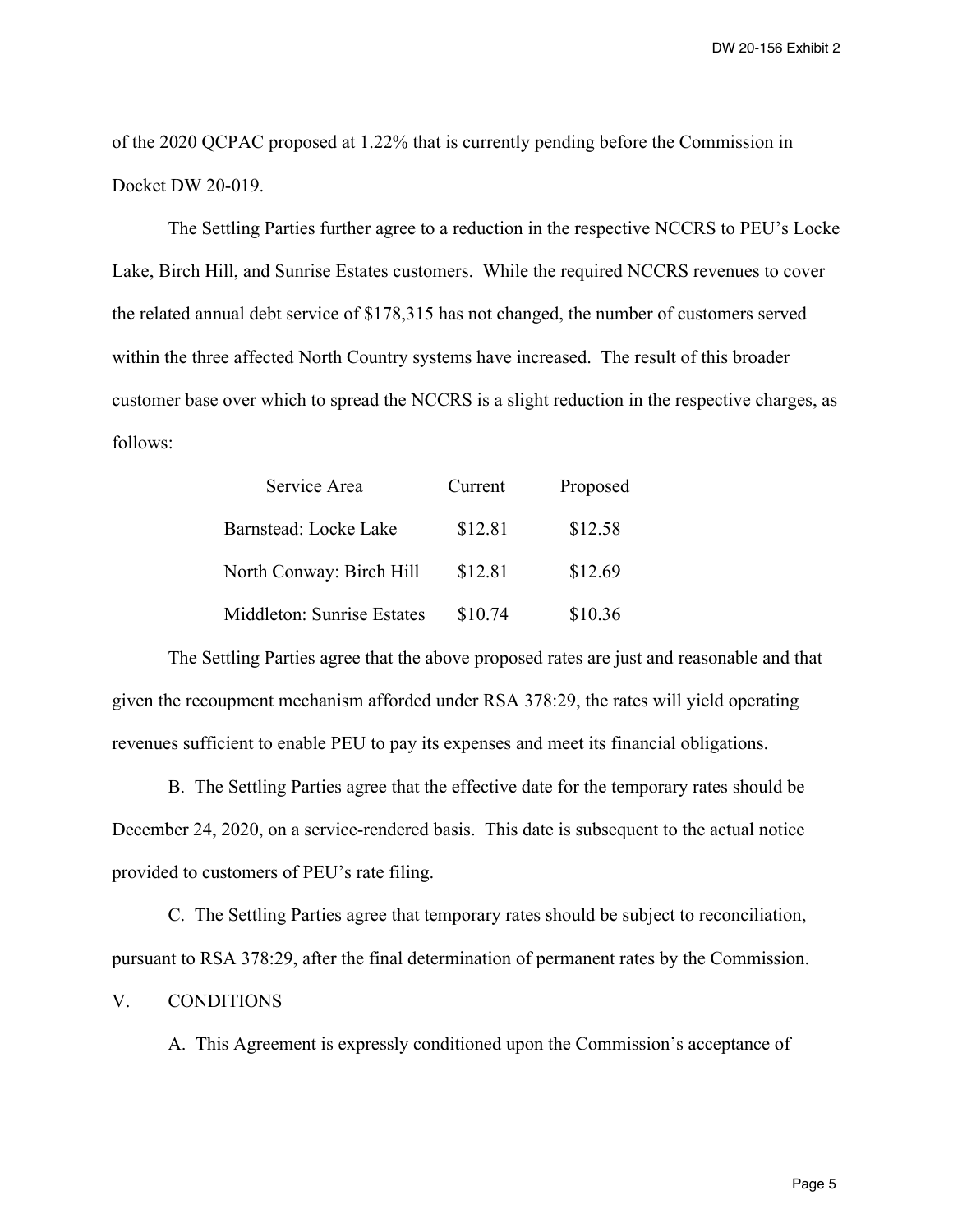of the 2020 QCPAC proposed at 1.22% that is currently pending before the Commission in Docket DW 20-019.

The Settling Parties further agree to a reduction in the respective NCCRS to PEU's Locke Lake, Birch Hill, and Sunrise Estates customers. While the required NCCRS revenues to cover the related annual debt service of $178,315 has not changed, the number of customers served within the three affected North Country systems have increased. The result of this broader customer base over which to spread the NCCRS is a slight reduction in the respective charges, as follows:

| Service Area | Current | Proposed |
|---|---|---|
| Barnstead: Locke Lake | $12.81 | $12.58 |
| North Conway: Birch Hill | $12.81 | $12.69 |
| Middleton: Sunrise Estates | $10.74 | $10.36 |

The Settling Parties agree that the above proposed rates are just and reasonable and that given the recoupment mechanism afforded under RSA 378:29, the rates will yield operating revenues sufficient to enable PEU to pay its expenses and meet its financial obligations.

B. The Settling Parties agree that the effective date for the temporary rates should be December 24, 2020, on a service-rendered basis. This date is subsequent to the actual notice provided to customers of PEU's rate filing.

C. The Settling Parties agree that temporary rates should be subject to reconciliation, pursuant to RSA 378:29, after the final determination of permanent rates by the Commission.

V. CONDITIONS

A. This Agreement is expressly conditioned upon the Commission's acceptance of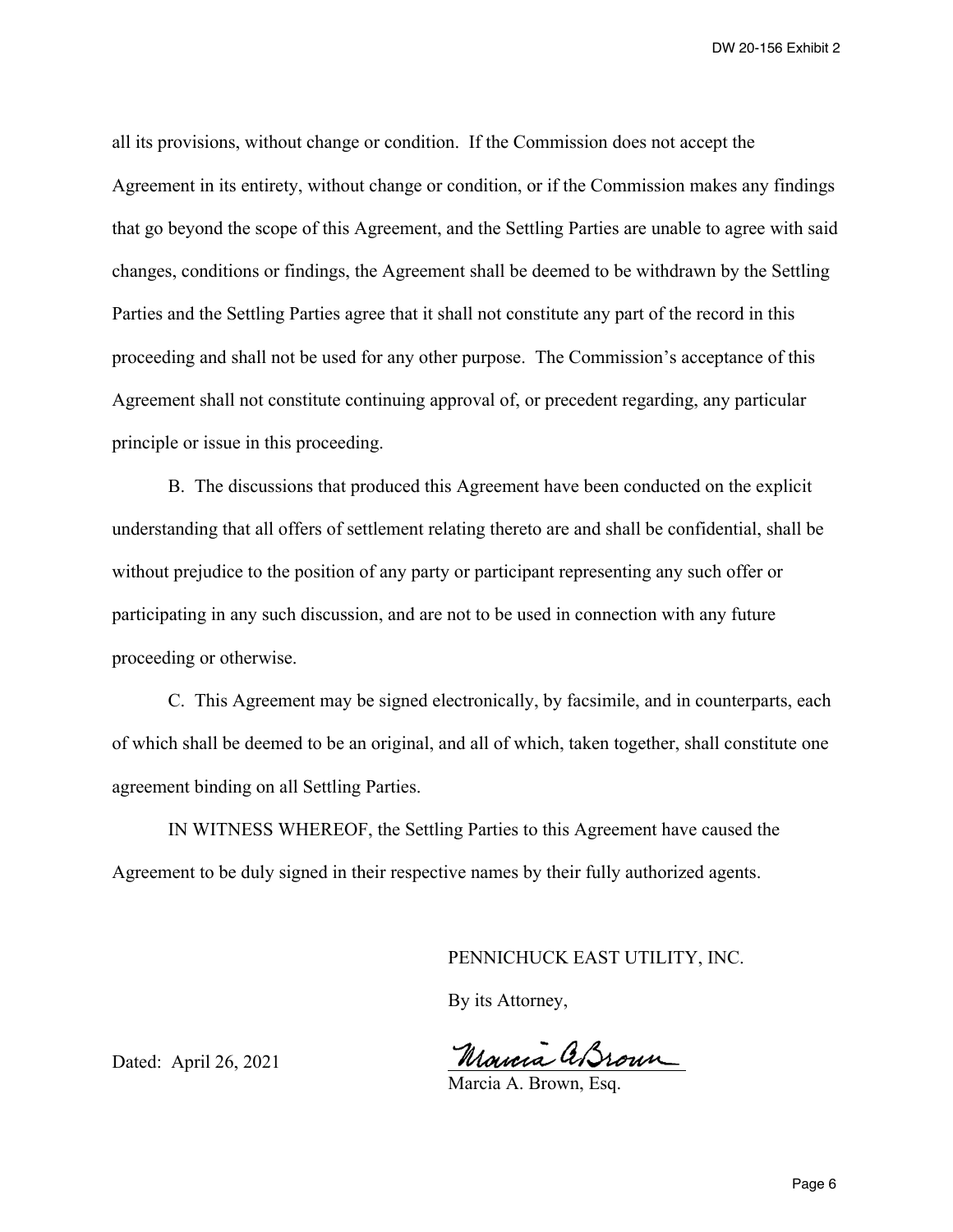all its provisions, without change or condition. If the Commission does not accept the Agreement in its entirety, without change or condition, or if the Commission makes any findings that go beyond the scope of this Agreement, and the Settling Parties are unable to agree with said changes, conditions or findings, the Agreement shall be deemed to be withdrawn by the Settling Parties and the Settling Parties agree that it shall not constitute any part of the record in this proceeding and shall not be used for any other purpose. The Commission's acceptance of this Agreement shall not constitute continuing approval of, or precedent regarding, any particular principle or issue in this proceeding.

B. The discussions that produced this Agreement have been conducted on the explicit understanding that all offers of settlement relating thereto are and shall be confidential, shall be without prejudice to the position of any party or participant representing any such offer or participating in any such discussion, and are not to be used in connection with any future proceeding or otherwise.

C. This Agreement may be signed electronically, by facsimile, and in counterparts, each of which shall be deemed to be an original, and all of which, taken together, shall constitute one agreement binding on all Settling Parties.

IN WITNESS WHEREOF, the Settling Parties to this Agreement have caused the Agreement to be duly signed in their respective names by their fully authorized agents.

PENNICHUCK EAST UTILITY, INC.

By its Attorney,

Dated: April 26, 2021

Marcia A Brown

Marcia A. Brown, Esq.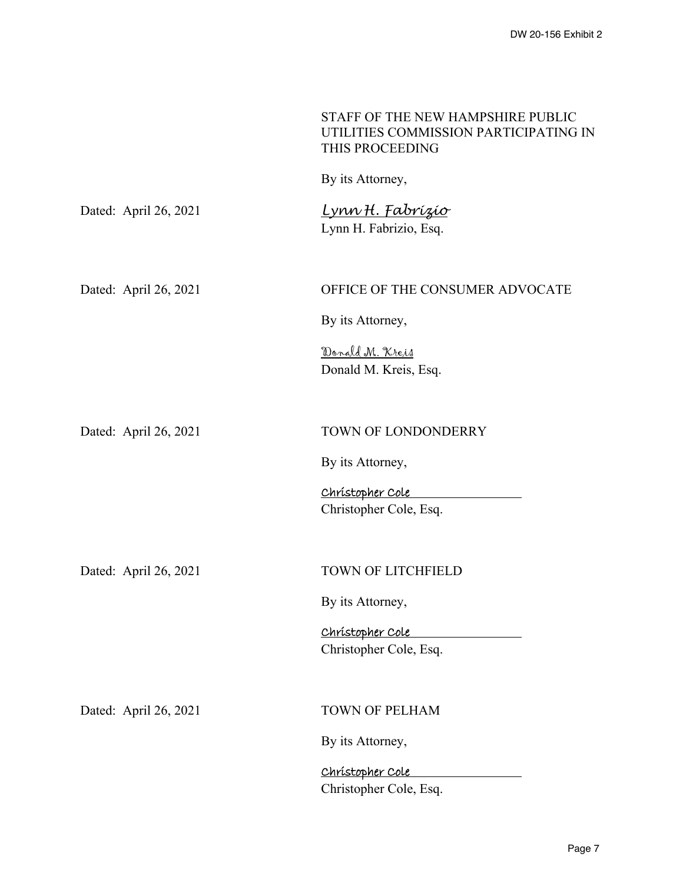STAFF OF THE NEW HAMPSHIRE PUBLIC UTILITIES COMMISSION PARTICIPATING IN THIS PROCEEDING

By its Attorney,

Dated: April 26, 2021

*Lynn H. Fabrizio*
Lynn H. Fabrizio, Esq.

Dated: April 26, 2021

OFFICE OF THE CONSUMER ADVOCATE

By its Attorney,

*Donald M. Kreis*
Donald M. Kreis, Esq.

Dated: April 26, 2021

TOWN OF LONDONDERRY

By its Attorney,

*Christopher Cole*
Christopher Cole, Esq.

Dated: April 26, 2021

TOWN OF LITCHFIELD

By its Attorney,

*Christopher Cole*
Christopher Cole, Esq.

Dated: April 26, 2021

TOWN OF PELHAM

By its Attorney,

*Christopher Cole*
Christopher Cole, Esq.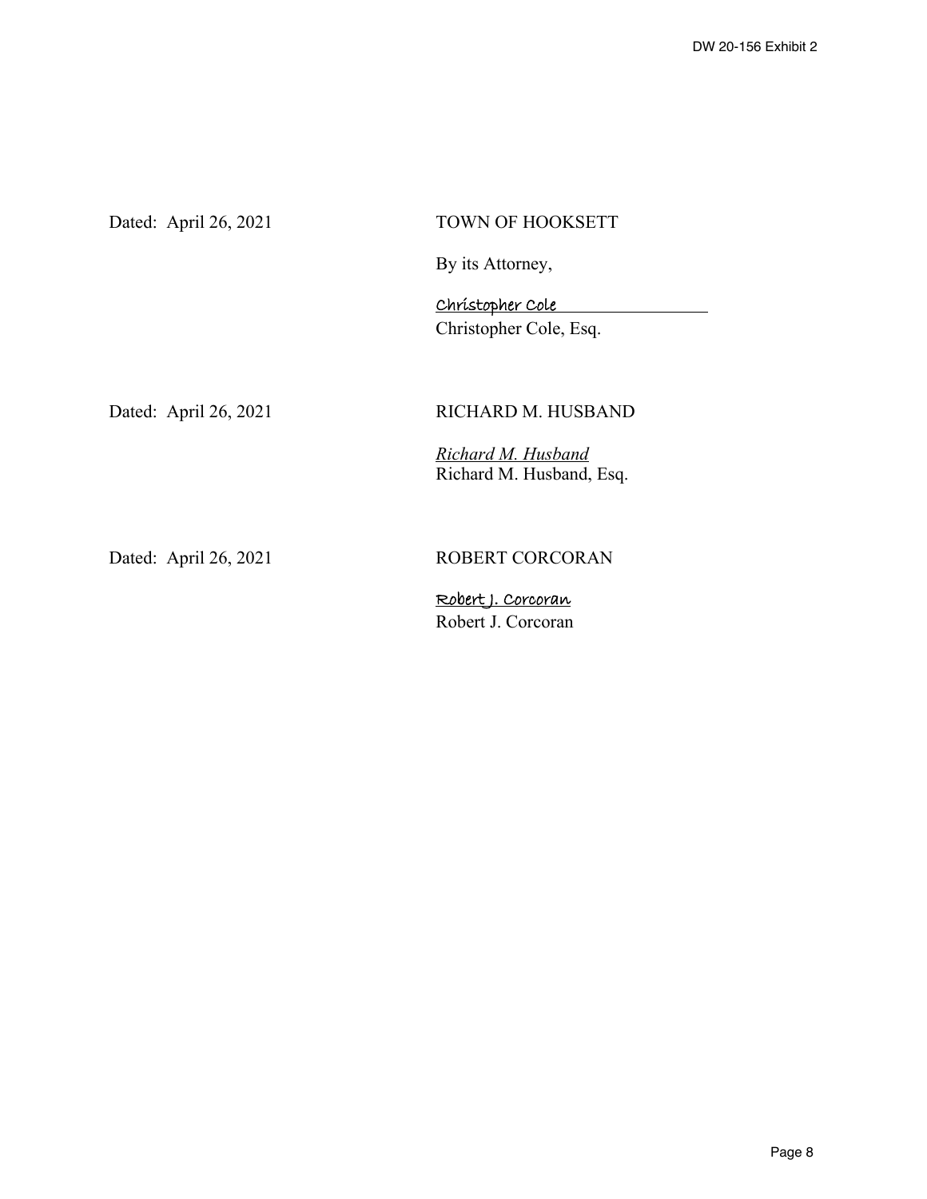Dated: April 26, 2021

TOWN OF HOOKSETT

By its Attorney,

Christopher Cole
Christopher Cole, Esq.

Dated: April 26, 2021

RICHARD M. HUSBAND

*Richard M. Husband*
Richard M. Husband, Esq.

Dated: April 26, 2021

ROBERT CORCORAN

Robert J. Corcoran
Robert J. Corcoran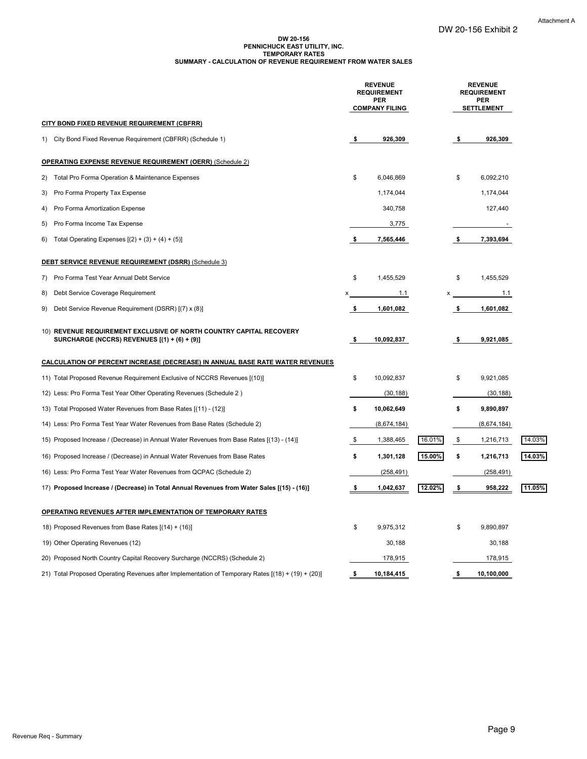Attachment A

DW 20-156 Exhibit 2

**DW 20-156**
**PENNICHUCK EAST UTILITY, INC.**
**TEMPORARY RATES**
**SUMMARY - CALCULATION OF REVENUE REQUIREMENT FROM WATER SALES**

| | REVENUE REQUIREMENT PER COMPANY FILING | | REVENUE REQUIREMENT PER SETTLEMENT | |
|---|---|---|---|---|
| **CITY BOND FIXED REVENUE REQUIREMENT (CBFRR)** | | | | |
| 1) City Bond Fixed Revenue Requirement (CBFRR) (Schedule 1) | **$ 926,309** | | **$ 926,309** | |
| **OPERATING EXPENSE REVENUE REQUIREMENT (OERR)** (Schedule 2) | | | | |
| 2) Total Pro Forma Operation & Maintenance Expenses | $ 6,046,869 | | $ 6,092,210 | |
| 3) Pro Forma Property Tax Expense | 1,174,044 | | 1,174,044 | |
| 4) Pro Forma Amortization Expense | 340,758 | | 127,440 | |
| 5) Pro Forma Income Tax Expense | 3,775 | | - | |
| 6) Total Operating Expenses [(2) + (3) + (4) + (5)] | **$ 7,565,446** | | **$ 7,393,694** | |
| **DEBT SERVICE REVENUE REQUIREMENT (DSRR)** (Schedule 3) | | | | |
| 7) Pro Forma Test Year Annual Debt Service | $ 1,455,529 | | $ 1,455,529 | |
| 8) Debt Service Coverage Requirement | x 1.1 | | x 1.1 | |
| 9) Debt Service Revenue Requirement (DSRR) [(7) x (8)] | **$ 1,601,082** | | **$ 1,601,082** | |
| 10) **REVENUE REQUIREMENT EXCLUSIVE OF NORTH COUNTRY CAPITAL RECOVERY SURCHARGE (NCCRS) REVENUES [(1) + (6) + (9)]** | **$ 10,092,837** | | **$ 9,921,085** | |
| **CALCULATION OF PERCENT INCREASE (DECREASE) IN ANNUAL BASE RATE WATER REVENUES** | | | | |
| 11) Total Proposed Revenue Requirement Exclusive of NCCRS Revenues [(10)] | $ 10,092,837 | | $ 9,921,085 | |
| 12) Less: Pro Forma Test Year Other Operating Revenues (Schedule 2 ) | (30,188) | | (30,188) | |
| 13) Total Proposed Water Revenues from Base Rates [(11) - (12)] | **$ 10,062,649** | | **$ 9,890,897** | |
| 14) Less: Pro Forma Test Year Water Revenues from Base Rates (Schedule 2) | (8,674,184) | | (8,674,184) | |
| 15) Proposed Increase / (Decrease) in Annual Water Revenues from Base Rates [(13) - (14)] | $ 1,388,465 | 16.01% | $ 1,216,713 | 14.03% |
| 16) Proposed Increase / (Decrease) in Annual Water Revenues from Base Rates | **$ 1,301,128** | **15.00%** | **$ 1,216,713** | **14.03%** |
| 16) Less: Pro Forma Test Year Water Revenues from QCPAC (Schedule 2) | (258,491) | | (258,491) | |
| 17) **Proposed Increase / (Decrease) in Total Annual Revenues from Water Sales [(15) - (16)]** | **$ 1,042,637** | **12.02%** | **$ 958,222** | **11.05%** |
| **OPERATING REVENUES AFTER IMPLEMENTATION OF TEMPORARY RATES** | | | | |
| 18) Proposed Revenues from Base Rates [(14) + (16)] | $ 9,975,312 | | $ 9,890,897 | |
| 19) Other Operating Revenues (12) | 30,188 | | 30,188 | |
| 20) Proposed North Country Capital Recovery Surcharge (NCCRS) (Schedule 2) | 178,915 | | 178,915 | |
| 21) Total Proposed Operating Revenues after Implementation of Temporary Rates [(18) + (19) + (20)] | **$ 10,184,415** | | **$ 10,100,000** | |

Revenue Req - Summary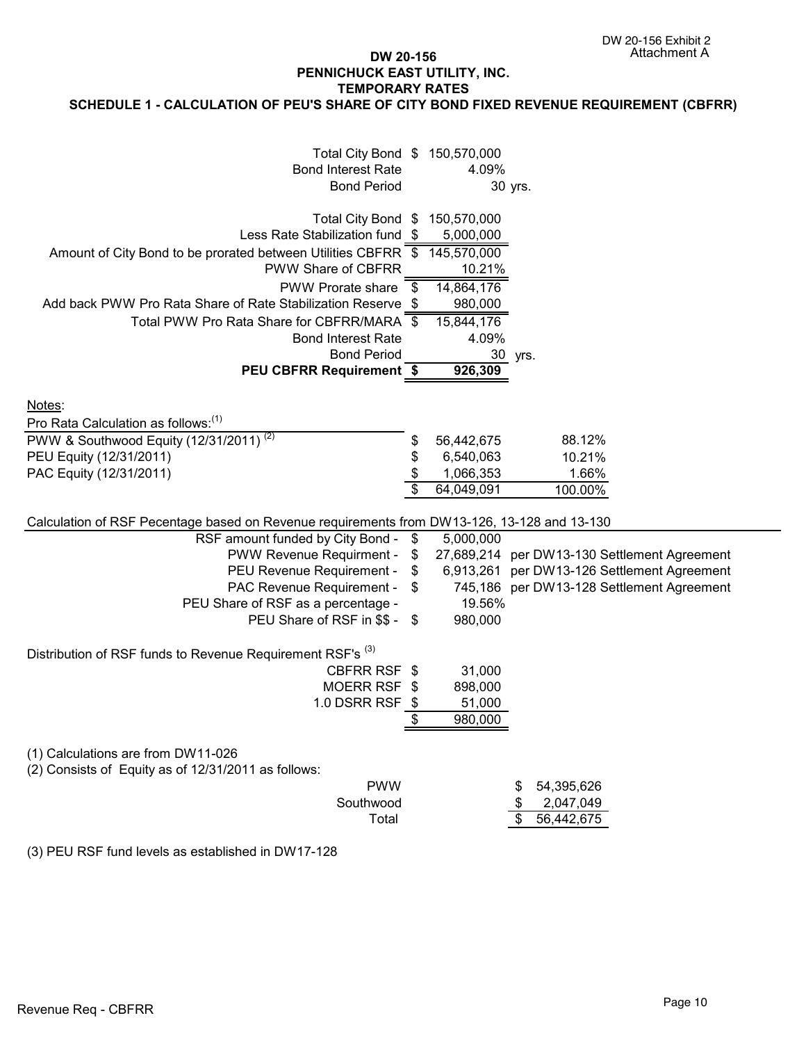DW 20-156 Exhibit 2
Attachment A

# DW 20-156
## PENNICHUCK EAST UTILITY, INC.
## TEMPORARY RATES
## SCHEDULE 1 - CALCULATION OF PEU'S SHARE OF CITY BOND FIXED REVENUE REQUIREMENT (CBFRR)

| | | | |
|---|---|---|---|
| Total City Bond | $ | 150,570,000 | |
| Bond Interest Rate | | 4.09% | |
| Bond Period | | 30 | yrs. |

| | | | |
|---|---|---|---|
| Total City Bond | $ | 150,570,000 | |
| Less Rate Stabilization fund | $ | 5,000,000 | |
| Amount of City Bond to be prorated between Utilities CBFRR | $ | 145,570,000 | |
| PWW Share of CBFRR | | 10.21% | |
| PWW Prorate share | $ | 14,864,176 | |
| Add back PWW Pro Rata Share of Rate Stabilization Reserve | $ | 980,000 | |
| Total PWW Pro Rata Share for CBFRR/MARA | $ | 15,844,176 | |
| Bond Interest Rate | | 4.09% | |
| Bond Period | | 30 | yrs. |
| **PEU CBFRR Requirement** | **$** | **926,309** | |

Notes:

Pro Rata Calculation as follows:[1]

| | | | |
|---|---|---|---|
| PWW & Southwood Equity (12/31/2011) [2] | $ | 56,442,675 | 88.12% |
| PEU Equity (12/31/2011) | $ | 6,540,063 | 10.21% |
| PAC Equity (12/31/2011) | $ | 1,066,353 | 1.66% |
| | $ | 64,049,091 | 100.00% |

Calculation of RSF Pecentage based on Revenue requirements from DW13-126, 13-128 and 13-130

| | | | |
|---|---|---|---|
| RSF amount funded by City Bond - | $ | 5,000,000 | |
| PWW Revenue Requirment - | $ | 27,689,214 | per DW13-130 Settlement Agreement |
| PEU Revenue Requirement - | $ | 6,913,261 | per DW13-126 Settlement Agreement |
| PAC Revenue Requirement - | $ | 745,186 | per DW13-128 Settlement Agreement |
| PEU Share of RSF as a percentage - | | 19.56% | |
| PEU Share of RSF in $$ - | $ | 980,000 | |

Distribution of RSF funds to Revenue Requirement RSF's [3]

| | | |
|---|---|---|
| CBFRR RSF | $ | 31,000 |
| MOERR RSF | $ | 898,000 |
| 1.0 DSRR RSF | $ | 51,000 |
| | $ | 980,000 |

(1) Calculations are from DW11-026

(2) Consists of Equity as of 12/31/2011 as follows:

| | | |
|---|---|---|
| PWW | $ | 54,395,626 |
| Southwood | $ | 2,047,049 |
| Total | $ | 56,442,675 |

(3) PEU RSF fund levels as established in DW17-128

Revenue Req - CBFRR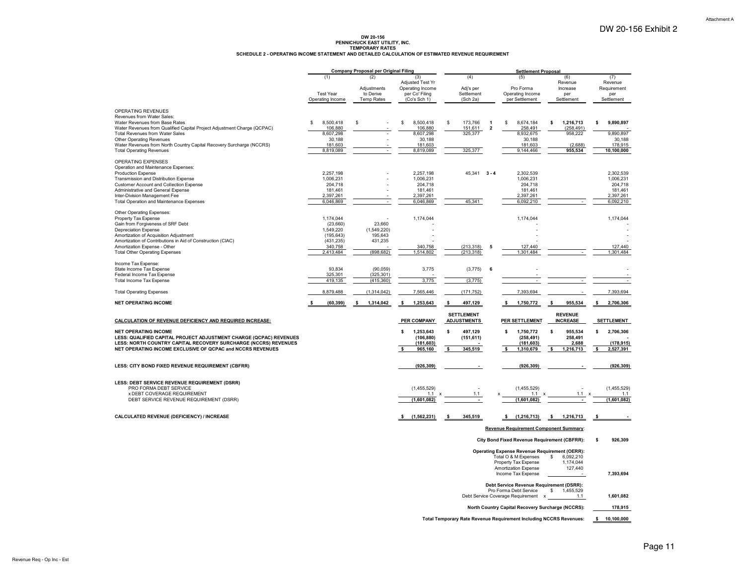Attachment A

DW 20-156 Exhibit 2

**DW 20-156**
**PENNICHUCK EAST UTILITY, INC.**
**TEMPORARY RATES**
**SCHEDULE 2 - OPERATING INCOME STATEMENT AND DETAILED CALCULATION OF ESTIMATED REVENUE REQUIREMENT**

| | Company Proposal per Original Filing | | | Settlement Proposal | | | | |
|---|---|---|---|---|---|---|---|---|
| | (1) | (2) | (3) | (4) | | (5) | (6) | (7) |
| | Test Year Operating Income | Adjustments to Derive Temp Rates | Adjusted Test Yr Operating Income per Co' Filing (Co's Sch 1) | Adj's per Settlement (Sch 2a) | | Pro Forma Operating Income per Settlement | Revenue Increase per Settlement | Revenue Requirement per Settlement |
| OPERATING REVENUES | | | | | | | | |
| Revenues from Water Sales: | | | | | | | | |
| Water Revenues from Base Rates | $ 8,500,418 | $ - | $ 8,500,418 | $ 173,766 | 1 | $ 8,674,184 | **$ 1,216,713** | **$ 9,890,897** |
| Water Revenues from Qualified Capital Project Adjustment Charge (QCPAC) | 106,880 | - | 106,880 | 151,611 | 2 | 258,491 | (258,491) | - |
| Total Revenues from Water Sales | 8,607,298 | - | 8,607,298 | 325,377 | | 8,932,675 | 958,222 | 9,890,897 |
| Other Operating Revenues | 30,188 | - | 30,188 | | | 30,188 | | 30,188 |
| Water Revenues from North Country Capital Recovery Surcharge (NCCRS) | 181,603 | - | 181,603 | | | 181,603 | (2,688) | 178,915 |
| Total Operating Revenues | 8,819,089 | - | 8,819,089 | 325,377 | | 9,144,466 | **955,534** | **10,100,000** |
| OPERATING EXPENSES | | | | | | | | |
| Operation and Maintenance Expenses: | | | | | | | | |
| Production Expense | 2,257,198 | - | 2,257,198 | 45,341 | 3 - 4 | 2,302,539 | | 2,302,539 |
| Transmission and Distribution Expense | 1,006,231 | - | 1,006,231 | | | 1,006,231 | | 1,006,231 |
| Customer Account and Collection Expense | 204,718 | - | 204,718 | | | 204,718 | | 204,718 |
| Administrative and General Expense | 181,461 | - | 181,461 | | | 181,461 | | 181,461 |
| Inter-Division Management Fee | 2,397,261 | - | 2,397,261 | | | 2,397,261 | | 2,397,261 |
| Total Operation and Maintenance Expenses | 6,046,869 | - | 6,046,869 | 45,341 | | 6,092,210 | - | 6,092,210 |
| Other Operating Expenses: | | | | | | | | |
| Property Tax Expense | 1,174,044 | - | 1,174,044 | | | 1,174,044 | | 1,174,044 |
| Gain from Forgiveness of SRF Debt | (23,660) | 23,660 | - | | | - | | - |
| Depreciation Expense | 1,549,220 | (1,549,220) | - | | | - | | - |
| Amortization of Acquisition Adjustment | (195,643) | 195,643 | - | | | - | | - |
| Amortization of Contributions in Aid of Construction (CIAC) | (431,235) | 431,235 | - | | | - | | - |
| Amortization Expense - Other | 340,758 | - | 340,758 | (213,318) | 5 | 127,440 | | 127,440 |
| Total Other Operating Expenses | 2,413,484 | (898,682) | 1,514,802 | (213,318) | | 1,301,484 | - | 1,301,484 |
| Income Tax Expense: | | | | | | | | |
| State Income Tax Expense | 93,834 | (90,059) | 3,775 | (3,775) | 6 | - | | - |
| Federal Income Tax Expense | 325,301 | (325,301) | - | | | - | | - |
| Total Income Tax Expense | 419,135 | (415,360) | 3,775 | (3,775) | | - | - | - |
| Total Operating Expenses | 8,879,488 | (1,314,042) | 7,565,446 | (171,752) | | 7,393,694 | - | 7,393,694 |
| **NET OPERATING INCOME** | **$ (60,399)** | **$ 1,314,042** | **$ 1,253,643** | **$ 497,129** | | **$ 1,750,772** | **$ 955,534** | **$ 2,706,306** |

| **CALCULATION OF REVENUE DEFICIENCY AND REQUIRED INCREASE:** | **PER COMPANY** | **SETTLEMENT ADJUSTMENTS** | **PER SETTLEMENT** | **REVENUE INCREASE** | **SETTLEMENT** |
|---|---|---|---|---|---|
| **NET OPERATING INCOME** | **$ 1,253,643** | **$ 497,129** | **$ 1,750,772** | **$ 955,534** | **$ 2,706,306** |
| **LESS: QUALIFIED CAPITAL PROJECT ADJUSTMENT CHARGE (QCPAC) REVENUES** | **(106,880)** | **(151,611)** | **(258,491)** | **258,491** | **-** |
| **LESS: NORTH COUNTRY CAPITAL RECOVERY SURCHARGE (NCCRS) REVENUES** | **(181,603)** | **-** | **(181,603)** | **2,688** | **(178,915)** |
| **NET OPERATING INCOME EXCLUSIVE OF QCPAC and NCCRS REVENUES** | **$ 965,160** | **$ 345,519** | **$ 1,310,679** | **$ 1,216,713** | **$ 2,527,391** |
| **LESS: CITY BOND FIXED REVENUE REQUIREMENT (CBFRR)** | **(926,309)** | **-** | **(926,309)** | **-** | **(926,309)** |
| **LESS: DEBT SERVICE REVENUE REQUIREMENT (DSRR)** | | | | | |
| PRO FORMA DEBT SERVICE | (1,455,529) | - | (1,455,529) | - | (1,455,529) |
| x DEBT COVERAGE REQUIREMENT | 1.1 x | 1.1 x | 1.1 x | 1.1 x | 1.1 |
| DEBT SERVICE REVENUE REQUIREMENT (DSRR) | **(1,601,082)** | **-** | **(1,601,082)** | **-** | **(1,601,082)** |
| **CALCULATED REVENUE (DEFICIENCY) / INCREASE** | **$ (1,562,231)** | **$ 345,519** | **$ (1,216,713)** | **$ 1,216,713** | **$ -** |

**Revenue Requirement Component Summary:**

| | | |
|---|---|---|
| **City Bond Fixed Revenue Requirement (CBFRR):** | | **$ 926,309** |
| **Operating Expense Revenue Requirement (OERR):** | | |
| Total O & M Expenses | $ 6,092,210 | |
| Property Tax Expense | 1,174,044 | |
| Amortization Expense | 127,440 | |
| Income Tax Expense | - | **7,393,694** |
| **Debt Service Revenue Requirement (DSRR):** | | |
| Pro Forma Debt Service | $ 1,455,529 | |
| Debt Service Coverage Requirement x | 1.1 | **1,601,082** |
| **North Country Capital Recovery Surcharge (NCCRS):** | | **178,915** |
| **Total Temporary Rate Revenue Requirement Including NCCRS Revenues:** | | **$ 10,100,000** |

Revenue Req - Op Inc - Est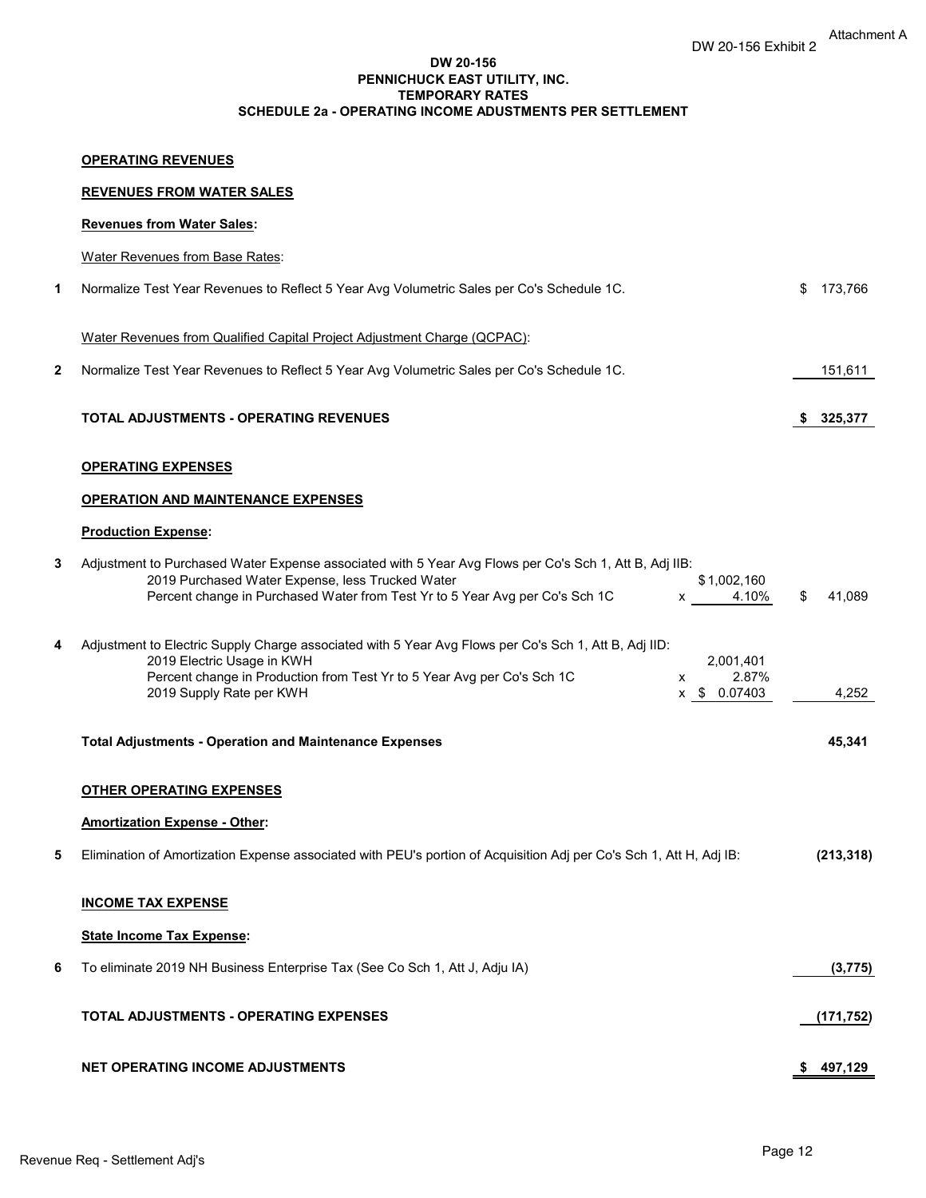Attachment A

DW 20-156 Exhibit 2

**DW 20-156**
**PENNICHUCK EAST UTILITY, INC.**
**TEMPORARY RATES**
**SCHEDULE 2a - OPERATING INCOME ADUSTMENTS PER SETTLEMENT**

| | | | |
|---|---|---|---|
| | **OPERATING REVENUES** | | |
| | **REVENUES FROM WATER SALES** | | |
| | **Revenues from Water Sales:** | | |
| | Water Revenues from Base Rates: | | |
| 1 | Normalize Test Year Revenues to Reflect 5 Year Avg Volumetric Sales per Co's Schedule 1C. | | $ 173,766 |
| | Water Revenues from Qualified Capital Project Adjustment Charge (QCPAC): | | |
| 2 | Normalize Test Year Revenues to Reflect 5 Year Avg Volumetric Sales per Co's Schedule 1C. | | 151,611 |
| | **TOTAL ADJUSTMENTS - OPERATING REVENUES** | | **$ 325,377** |
| | **OPERATING EXPENSES** | | |
| | **OPERATION AND MAINTENANCE EXPENSES** | | |
| | **Production Expense:** | | |
| 3 | Adjustment to Purchased Water Expense associated with 5 Year Avg Flows per Co's Sch 1, Att B, Adj IIB: | | |
| | 2019 Purchased Water Expense, less Trucked Water | $1,002,160 | |
| | Percent change in Purchased Water from Test Yr to 5 Year Avg per Co's Sch 1C | x 4.10% | $ 41,089 |
| 4 | Adjustment to Electric Supply Charge associated with 5 Year Avg Flows per Co's Sch 1, Att B, Adj IID: | | |
| | 2019 Electric Usage in KWH | 2,001,401 | |
| | Percent change in Production from Test Yr to 5 Year Avg per Co's Sch 1C | x 2.87% | |
| | 2019 Supply Rate per KWH | x $ 0.07403 | 4,252 |
| | **Total Adjustments - Operation and Maintenance Expenses** | | **45,341** |
| | **OTHER OPERATING EXPENSES** | | |
| | **Amortization Expense - Other:** | | |
| 5 | Elimination of Amortization Expense associated with PEU's portion of Acquisition Adj per Co's Sch 1, Att H, Adj IB: | | **(213,318)** |
| | **INCOME TAX EXPENSE** | | |
| | **State Income Tax Expense:** | | |
| 6 | To eliminate 2019 NH Business Enterprise Tax (See Co Sch 1, Att J, Adju IA) | | **(3,775)** |
| | **TOTAL ADJUSTMENTS - OPERATING EXPENSES** | | **(171,752)** |
| | **NET OPERATING INCOME ADJUSTMENTS** | | **$ 497,129** |

Revenue Req - Settlement Adj's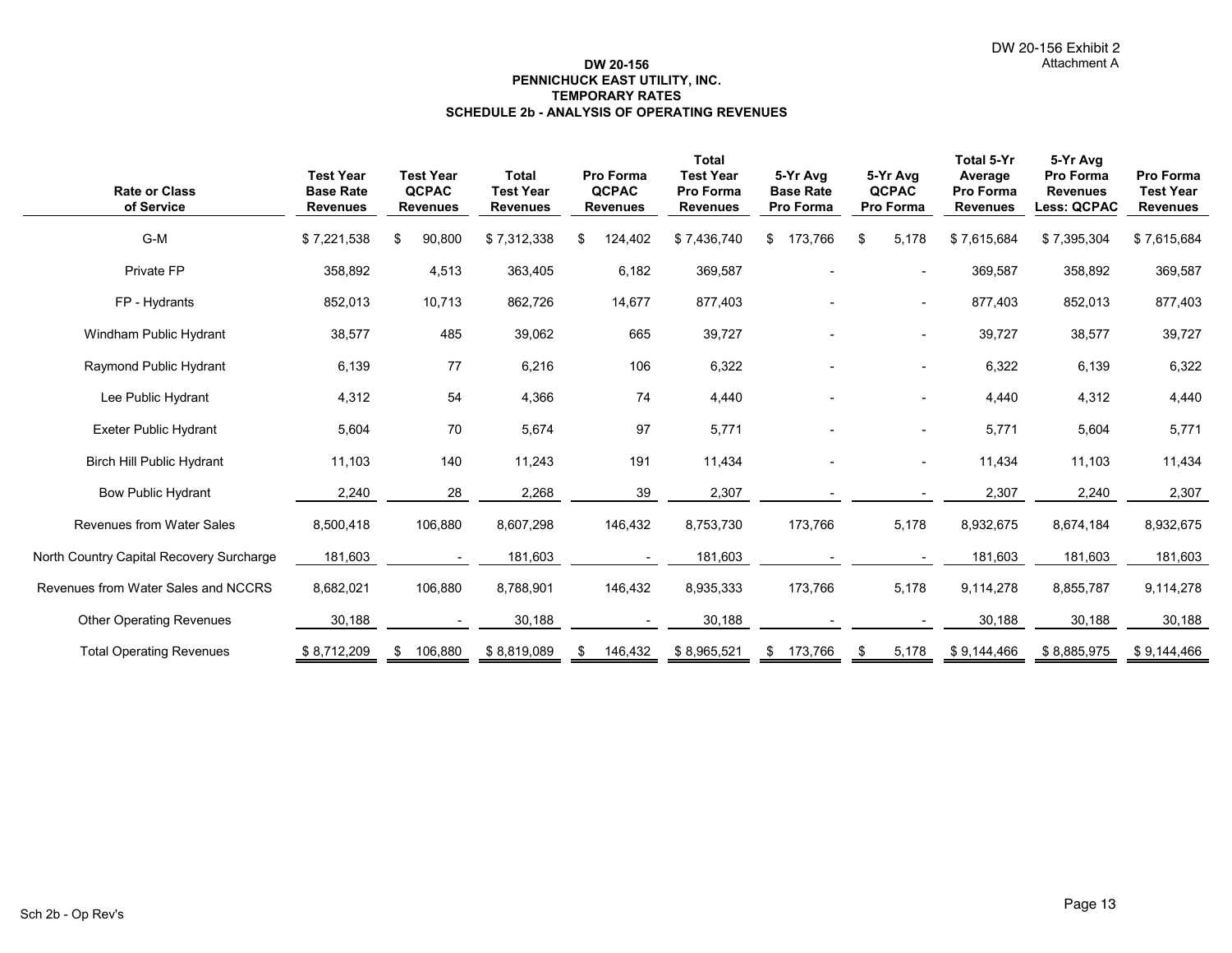DW 20-156 Exhibit 2
Attachment A

**DW 20-156**
**PENNICHUCK EAST UTILITY, INC.**
**TEMPORARY RATES**
**SCHEDULE 2b - ANALYSIS OF OPERATING REVENUES**

| Rate or Class of Service | Test Year Base Rate Revenues | Test Year QCPAC Revenues | Total Test Year Revenues | Pro Forma QCPAC Revenues | Total Test Year Pro Forma Revenues | 5-Yr Avg Base Rate Pro Forma | 5-Yr Avg QCPAC Pro Forma | Total 5-Yr Average Pro Forma Revenues | 5-Yr Avg Pro Forma Revenues Less: QCPAC | Pro Forma Test Year Revenues |
|---|---|---|---|---|---|---|---|---|---|---|
| G-M | $ 7,221,538 | $ 90,800 | $ 7,312,338 | $ 124,402 | $ 7,436,740 | $ 173,766 | $ 5,178 | $ 7,615,684 | $ 7,395,304 | $ 7,615,684 |
| Private FP | 358,892 | 4,513 | 363,405 | 6,182 | 369,587 | - | - | 369,587 | 358,892 | 369,587 |
| FP - Hydrants | 852,013 | 10,713 | 862,726 | 14,677 | 877,403 | - | - | 877,403 | 852,013 | 877,403 |
| Windham Public Hydrant | 38,577 | 485 | 39,062 | 665 | 39,727 | - | - | 39,727 | 38,577 | 39,727 |
| Raymond Public Hydrant | 6,139 | 77 | 6,216 | 106 | 6,322 | - | - | 6,322 | 6,139 | 6,322 |
| Lee Public Hydrant | 4,312 | 54 | 4,366 | 74 | 4,440 | - | - | 4,440 | 4,312 | 4,440 |
| Exeter Public Hydrant | 5,604 | 70 | 5,674 | 97 | 5,771 | - | - | 5,771 | 5,604 | 5,771 |
| Birch Hill Public Hydrant | 11,103 | 140 | 11,243 | 191 | 11,434 | - | - | 11,434 | 11,103 | 11,434 |
| Bow Public Hydrant | 2,240 | 28 | 2,268 | 39 | 2,307 | - | - | 2,307 | 2,240 | 2,307 |
| Revenues from Water Sales | 8,500,418 | 106,880 | 8,607,298 | 146,432 | 8,753,730 | 173,766 | 5,178 | 8,932,675 | 8,674,184 | 8,932,675 |
| North Country Capital Recovery Surcharge | 181,603 | - | 181,603 | - | 181,603 | - | - | 181,603 | 181,603 | 181,603 |
| Revenues from Water Sales and NCCRS | 8,682,021 | 106,880 | 8,788,901 | 146,432 | 8,935,333 | 173,766 | 5,178 | 9,114,278 | 8,855,787 | 9,114,278 |
| Other Operating Revenues | 30,188 | - | 30,188 | - | 30,188 | - | - | 30,188 | 30,188 | 30,188 |
| Total Operating Revenues | $ 8,712,209 | $ 106,880 | $ 8,819,089 | $ 146,432 | $ 8,965,521 | $ 173,766 | $ 5,178 | $ 9,144,466 | $ 8,885,975 | $ 9,144,466 |

Sch 2b - Op Rev's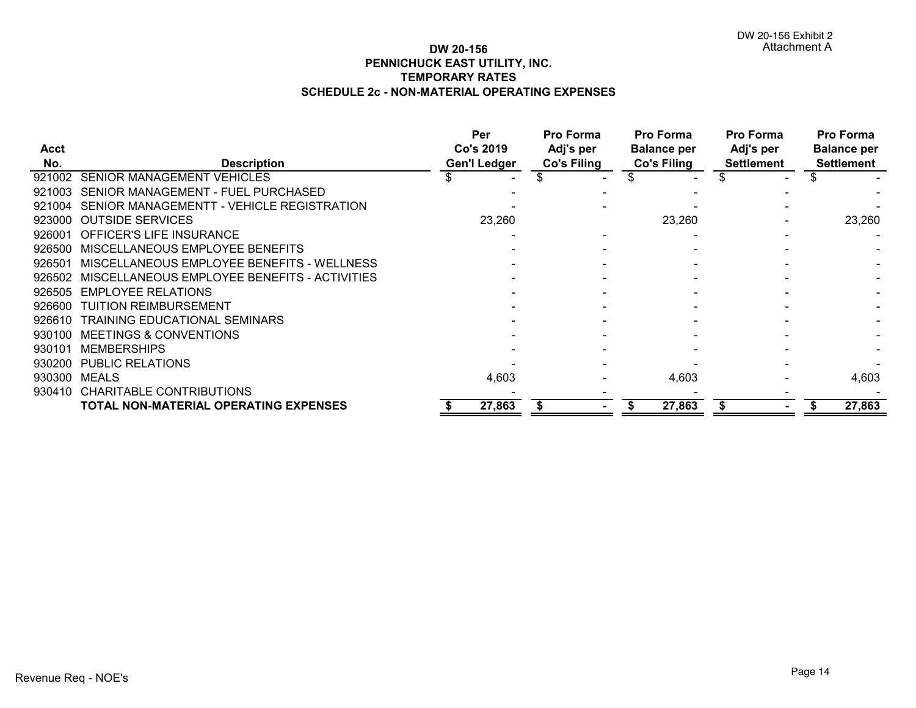DW 20-156 Exhibit 2
Attachment A

# DW 20-156
## PENNICHUCK EAST UTILITY, INC.
## TEMPORARY RATES
## SCHEDULE 2c - NON-MATERIAL OPERATING EXPENSES

| Acct No. | Description | Per Co's 2019 Gen'l Ledger | Pro Forma Adj's per Co's Filing | Pro Forma Balance per Co's Filing | Pro Forma Adj's per Settlement | Pro Forma Balance per Settlement |
|---|---|---|---|---|---|---|
| 921002 | SENIOR MANAGEMENT VEHICLES | $ - | $ - | $ - | $ - | $ - |
| 921003 | SENIOR MANAGEMENT - FUEL PURCHASED | - | - | - | - | - |
| 921004 | SENIOR MANAGEMENTT - VEHICLE REGISTRATION | - | - | - | - | - |
| 923000 | OUTSIDE SERVICES | 23,260 | | 23,260 | - | 23,260 |
| 926001 | OFFICER'S LIFE INSURANCE | - | - | - | - | - |
| 926500 | MISCELLANEOUS EMPLOYEE BENEFITS | - | - | - | - | - |
| 926501 | MISCELLANEOUS EMPLOYEE BENEFITS - WELLNESS | - | - | - | - | - |
| 926502 | MISCELLANEOUS EMPLOYEE BENEFITS - ACTIVITIES | - | - | - | - | - |
| 926505 | EMPLOYEE RELATIONS | - | - | - | - | - |
| 926600 | TUITION REIMBURSEMENT | - | - | - | - | - |
| 926610 | TRAINING EDUCATIONAL SEMINARS | - | - | - | - | - |
| 930100 | MEETINGS & CONVENTIONS | - | - | - | - | - |
| 930101 | MEMBERSHIPS | - | - | - | - | - |
| 930200 | PUBLIC RELATIONS | - | - | - | - | - |
| 930300 | MEALS | 4,603 | - | 4,603 | - | 4,603 |
| 930410 | CHARITABLE CONTRIBUTIONS | - | - | - | - | - |
| | **TOTAL NON-MATERIAL OPERATING EXPENSES** | **$ 27,863** | **$ -** | **$ 27,863** | **$ -** | **$ 27,863** |

Revenue Req - NOE's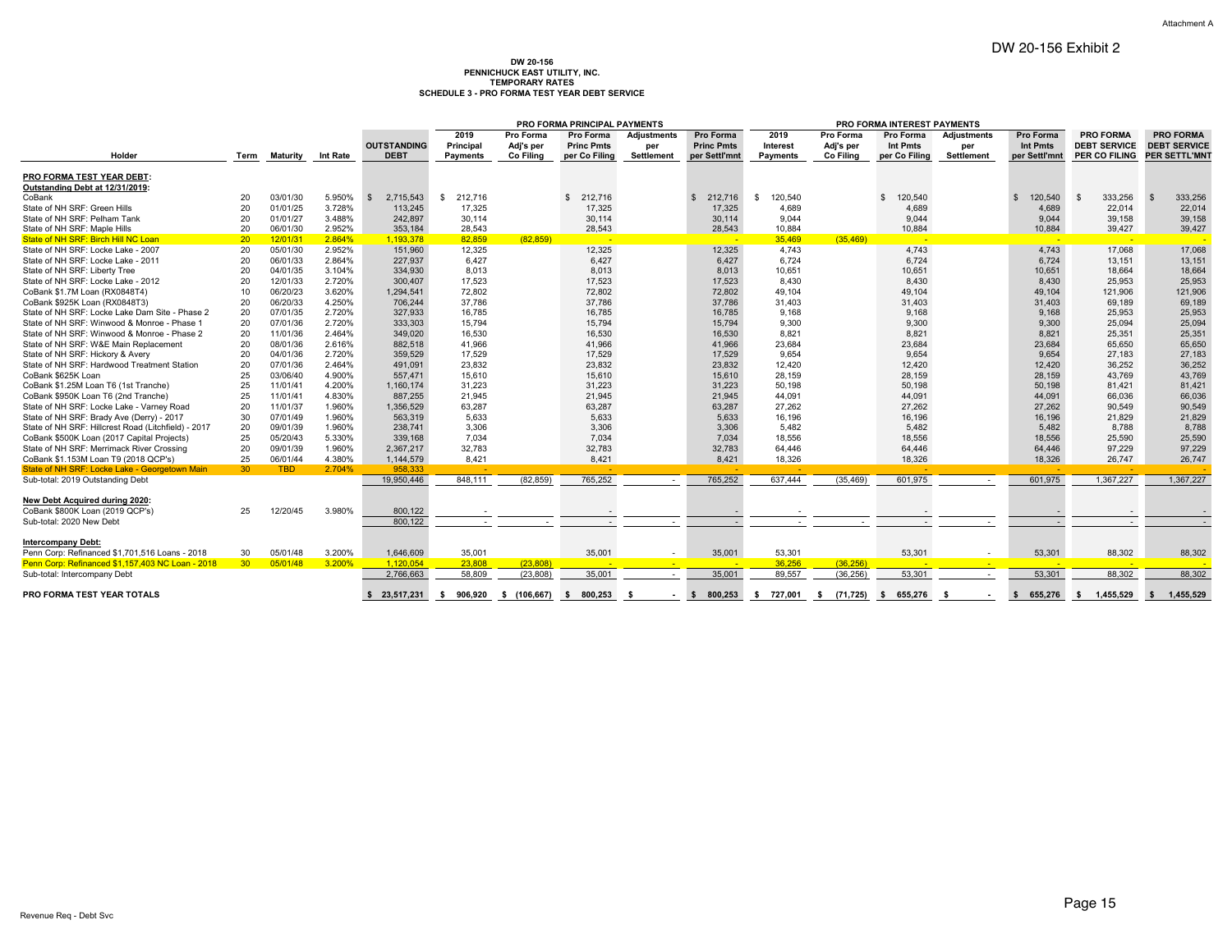Attachment A

DW 20-156 Exhibit 2

**DW 20-156**
**PENNICHUCK EAST UTILITY, INC.**
**TEMPORARY RATES**
**SCHEDULE 3 - PRO FORMA TEST YEAR DEBT SERVICE**

| | | | | | PRO FORMA PRINCIPAL PAYMENTS | | | | | PRO FORMA INTEREST PAYMENTS | | | | | | |
|---|---|---|---|---|---|---|---|---|---|---|---|---|---|---|---|---|
| Holder | Term | Maturity | Int Rate | OUTSTANDING DEBT | 2019 Principal Payments | Pro Forma Adj's per Co Filing | Pro Forma Princ Pmts per Co Filing | Adjustments per Settlement | Pro Forma Princ Pmts per Settl'mnt | 2019 Interest Payments | Pro Forma Adj's per Co Filing | Pro Forma Int Pmts per Co Filing | Adjustments per Settlement | Pro Forma Int Pmts per Settl'mnt | PRO FORMA DEBT SERVICE PER CO FILING | PRO FORMA DEBT SERVICE PER SETTL'MNT |
| **PRO FORMA TEST YEAR DEBT:** | | | | | | | | | | | | | | | | |
| **Outstanding Debt at 12/31/2019:** | | | | | | | | | | | | | | | | |
| CoBank | 20 | 03/01/30 | 5.950% | $ 2,715,543 | $ 212,716 | | $ 212,716 | | $ 212,716 | $ 120,540 | | $ 120,540 | | $ 120,540 | $ 333,256 | $ 333,256 |
| State of NH SRF: Green Hills | 20 | 01/01/25 | 3.728% | 113,245 | 17,325 | | 17,325 | | 17,325 | 4,689 | | 4,689 | | 4,689 | 22,014 | 22,014 |
| State of NH SRF: Pelham Tank | 20 | 01/01/27 | 3.488% | 242,897 | 30,114 | | 30,114 | | 30,114 | 9,044 | | 9,044 | | 9,044 | 39,158 | 39,158 |
| State of NH SRF: Maple Hills | 20 | 06/01/30 | 2.952% | 353,184 | 28,543 | | 28,543 | | 28,543 | 10,884 | | 10,884 | | 10,884 | 39,427 | 39,427 |
| State of NH SRF: Birch Hill NC Loan | 20 | 12/01/31 | 2.864% | 1,193,378 | 82,859 | (82,859) | - | | - | 35,469 | (35,469) | - | | - | - | - |
| State of NH SRF: Locke Lake - 2007 | 20 | 05/01/30 | 2.952% | 151,960 | 12,325 | | 12,325 | | 12,325 | 4,743 | | 4,743 | | 4,743 | 17,068 | 17,068 |
| State of NH SRF: Locke Lake - 2011 | 20 | 06/01/33 | 2.864% | 227,937 | 6,427 | | 6,427 | | 6,427 | 6,724 | | 6,724 | | 6,724 | 13,151 | 13,151 |
| State of NH SRF: Liberty Tree | 20 | 04/01/35 | 3.104% | 334,930 | 8,013 | | 8,013 | | 8,013 | 10,651 | | 10,651 | | 10,651 | 18,664 | 18,664 |
| State of NH SRF: Locke Lake - 2012 | 20 | 12/01/33 | 2.720% | 300,407 | 17,523 | | 17,523 | | 17,523 | 8,430 | | 8,430 | | 8,430 | 25,953 | 25,953 |
| CoBank $1.7M Loan (RX0848T4) | 10 | 06/20/23 | 3.620% | 1,294,541 | 72,802 | | 72,802 | | 72,802 | 49,104 | | 49,104 | | 49,104 | 121,906 | 121,906 |
| CoBank $925K Loan (RX0848T3) | 20 | 06/20/33 | 4.250% | 706,244 | 37,786 | | 37,786 | | 37,786 | 31,403 | | 31,403 | | 31,403 | 69,189 | 69,189 |
| State of NH SRF: Locke Lake Dam Site - Phase 2 | 20 | 07/01/35 | 2.720% | 327,933 | 16,785 | | 16,785 | | 16,785 | 9,168 | | 9,168 | | 9,168 | 25,953 | 25,953 |
| State of NH SRF: Winwood & Monroe - Phase 1 | 20 | 07/01/36 | 2.720% | 333,303 | 15,794 | | 15,794 | | 15,794 | 9,300 | | 9,300 | | 9,300 | 25,094 | 25,094 |
| State of NH SRF: Winwood & Monroe - Phase 2 | 20 | 11/01/36 | 2.464% | 349,020 | 16,530 | | 16,530 | | 16,530 | 8,821 | | 8,821 | | 8,821 | 25,351 | 25,351 |
| State of NH SRF: W&E Main Replacement | 20 | 08/01/36 | 2.616% | 882,518 | 41,966 | | 41,966 | | 41,966 | 23,684 | | 23,684 | | 23,684 | 65,650 | 65,650 |
| State of NH SRF: Hickory & Avery | 20 | 04/01/36 | 2.720% | 359,529 | 17,529 | | 17,529 | | 17,529 | 9,654 | | 9,654 | | 9,654 | 27,183 | 27,183 |
| State of NH SRF: Hardwood Treatment Station | 20 | 07/01/36 | 2.464% | 491,091 | 23,832 | | 23,832 | | 23,832 | 12,420 | | 12,420 | | 12,420 | 36,252 | 36,252 |
| CoBank $625K Loan | 25 | 03/06/40 | 4.900% | 557,471 | 15,610 | | 15,610 | | 15,610 | 28,159 | | 28,159 | | 28,159 | 43,769 | 43,769 |
| CoBank $1.25M Loan T6 (1st Tranche) | 25 | 11/01/41 | 4.200% | 1,160,174 | 31,223 | | 31,223 | | 31,223 | 50,198 | | 50,198 | | 50,198 | 81,421 | 81,421 |
| CoBank $950K Loan T6 (2nd Tranche) | 25 | 11/01/41 | 4.830% | 887,255 | 21,945 | | 21,945 | | 21,945 | 44,091 | | 44,091 | | 44,091 | 66,036 | 66,036 |
| State of NH SRF: Locke Lake - Varney Road | 20 | 11/01/37 | 1.960% | 1,356,529 | 63,287 | | 63,287 | | 63,287 | 27,262 | | 27,262 | | 27,262 | 90,549 | 90,549 |
| State of NH SRF: Brady Ave (Derry) - 2017 | 30 | 07/01/49 | 1.960% | 563,319 | 5,633 | | 5,633 | | 5,633 | 16,196 | | 16,196 | | 16,196 | 21,829 | 21,829 |
| State of NH SRF: Hillcrest Road (Litchfield) - 2017 | 20 | 09/01/39 | 1.960% | 238,741 | 3,306 | | 3,306 | | 3,306 | 5,482 | | 5,482 | | 5,482 | 8,788 | 8,788 |
| CoBank $500K Loan (2017 Capital Projects) | 25 | 05/20/43 | 5.330% | 339,168 | 7,034 | | 7,034 | | 7,034 | 18,556 | | 18,556 | | 18,556 | 25,590 | 25,590 |
| State of NH SRF: Merrimack River Crossing | 20 | 09/01/39 | 1.960% | 2,367,217 | 32,783 | | 32,783 | | 32,783 | 64,446 | | 64,446 | | 64,446 | 97,229 | 97,229 |
| CoBank $1.153M Loan T9 (2018 QCP's) | 25 | 06/01/44 | 4.380% | 1,144,579 | 8,421 | | 8,421 | | 8,421 | 18,326 | | 18,326 | | 18,326 | 26,747 | 26,747 |
| State of NH SRF: Locke Lake - Georgetown Main | 30 | TBD | 2.704% | 958,333 | - | | - | | - | - | | - | | - | - | - |
| Sub-total: 2019 Outstanding Debt | | | | 19,950,446 | 848,111 | (82,859) | 765,252 | - | 765,252 | 637,444 | (35,469) | 601,975 | - | 601,975 | 1,367,227 | 1,367,227 |
| **New Debt Acquired during 2020:** | | | | | | | | | | | | | | | | |
| CoBank $800K Loan (2019 QCP's) | 25 | 12/20/45 | 3.980% | 800,122 | - | | - | | - | - | | - | | - | - | - |
| Sub-total: 2020 New Debt | | | | 800,122 | - | - | - | - | - | - | - | - | - | - | - | - |
| **Intercompany Debt:** | | | | | | | | | | | | | | | | |
| Penn Corp: Refinanced $1,701,516 Loans - 2018 | 30 | 05/01/48 | 3.200% | 1,646,609 | 35,001 | | 35,001 | - | 35,001 | 53,301 | | 53,301 | - | 53,301 | 88,302 | 88,302 |
| Penn Corp: Refinanced $1,157,403 NC Loan - 2018 | 30 | 05/01/48 | 3.200% | 1,120,054 | 23,808 | (23,808) | - | - | - | 36,256 | (36,256) | - | - | - | - | - |
| Sub-total: Intercompany Debt | | | | 2,766,663 | 58,809 | (23,808) | 35,001 | - | 35,001 | 89,557 | (36,256) | 53,301 | - | 53,301 | 88,302 | 88,302 |
| **PRO FORMA TEST YEAR TOTALS** | | | | **$ 23,517,231** | **$ 906,920** | **$ (106,667)** | **$ 800,253** | **$ -** | **$ 800,253** | **$ 727,001** | **$ (71,725)** | **$ 655,276** | **$ -** | **$ 655,276** | **$ 1,455,529** | **$ 1,455,529** |

Revenue Req - Debt Svc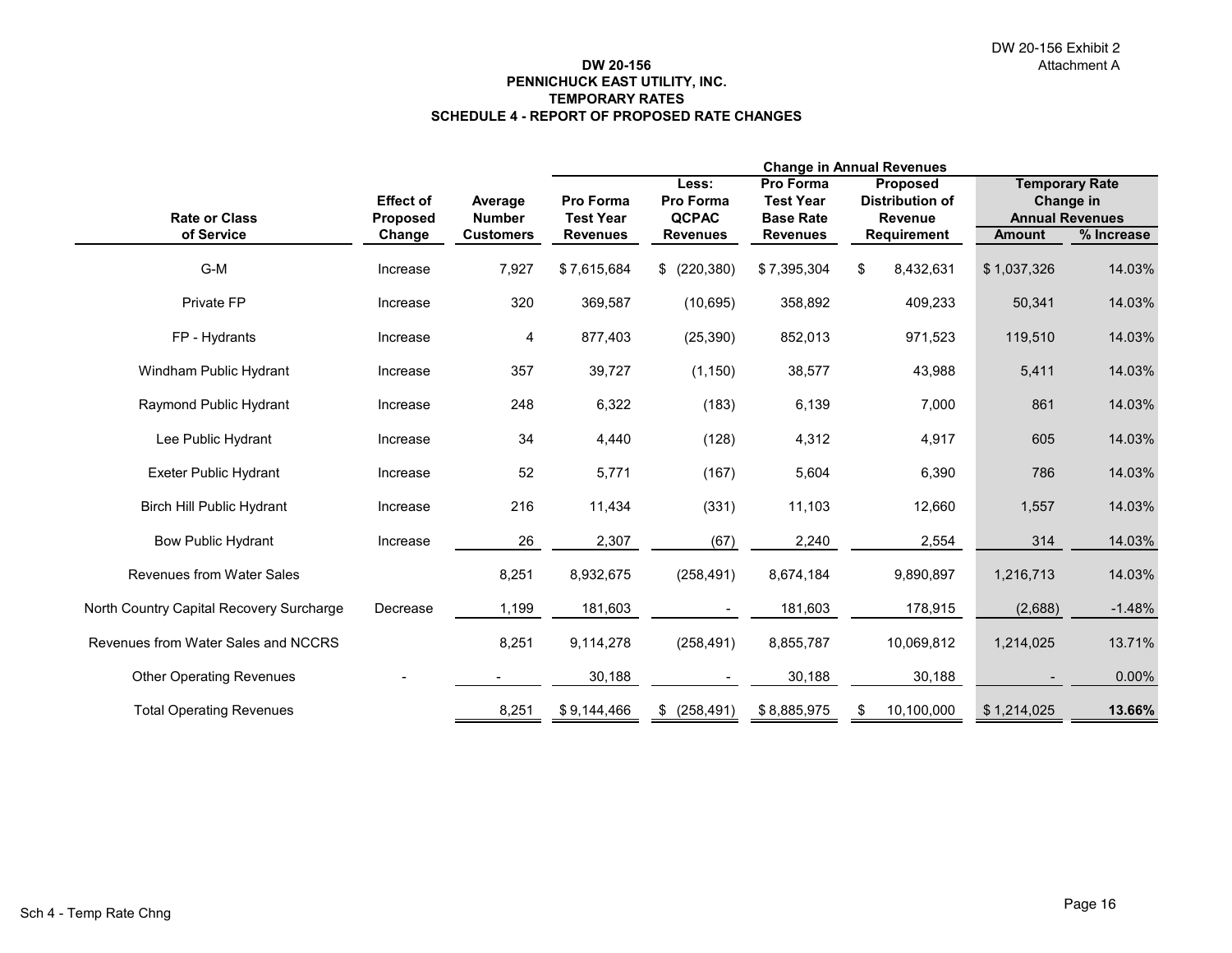DW 20-156 Exhibit 2
Attachment A

## DW 20-156
## PENNICHUCK EAST UTILITY, INC.
## TEMPORARY RATES
## SCHEDULE 4 - REPORT OF PROPOSED RATE CHANGES

| Rate or Class of Service | Effect of Proposed Change | Average Number Customers | Change in Annual Revenues: Pro Forma Test Year Revenues | Less: Pro Forma QCPAC Revenues | Pro Forma Test Year Base Rate Revenues | Proposed Distribution of Revenue Requirement | Temporary Rate Change in Annual Revenues: Amount | % Increase |
|---|---|---|---|---|---|---|---|---|
| G-M | Increase | 7,927 | $ 7,615,684 | $ (220,380) | $ 7,395,304 | $ 8,432,631 | $ 1,037,326 | 14.03% |
| Private FP | Increase | 320 | 369,587 | (10,695) | 358,892 | 409,233 | 50,341 | 14.03% |
| FP - Hydrants | Increase | 4 | 877,403 | (25,390) | 852,013 | 971,523 | 119,510 | 14.03% |
| Windham Public Hydrant | Increase | 357 | 39,727 | (1,150) | 38,577 | 43,988 | 5,411 | 14.03% |
| Raymond Public Hydrant | Increase | 248 | 6,322 | (183) | 6,139 | 7,000 | 861 | 14.03% |
| Lee Public Hydrant | Increase | 34 | 4,440 | (128) | 4,312 | 4,917 | 605 | 14.03% |
| Exeter Public Hydrant | Increase | 52 | 5,771 | (167) | 5,604 | 6,390 | 786 | 14.03% |
| Birch Hill Public Hydrant | Increase | 216 | 11,434 | (331) | 11,103 | 12,660 | 1,557 | 14.03% |
| Bow Public Hydrant | Increase | 26 | 2,307 | (67) | 2,240 | 2,554 | 314 | 14.03% |
| Revenues from Water Sales | | 8,251 | 8,932,675 | (258,491) | 8,674,184 | 9,890,897 | 1,216,713 | 14.03% |
| North Country Capital Recovery Surcharge | Decrease | 1,199 | 181,603 | - | 181,603 | 178,915 | (2,688) | -1.48% |
| Revenues from Water Sales and NCCRS | | 8,251 | 9,114,278 | (258,491) | 8,855,787 | 10,069,812 | 1,214,025 | 13.71% |
| Other Operating Revenues | - | - | 30,188 | - | 30,188 | 30,188 | - | 0.00% |
| Total Operating Revenues | | 8,251 | $ 9,144,466 | $ (258,491) | $ 8,885,975 | $ 10,100,000 | $ 1,214,025 | **13.66%** |

Sch 4 - Temp Rate Chng